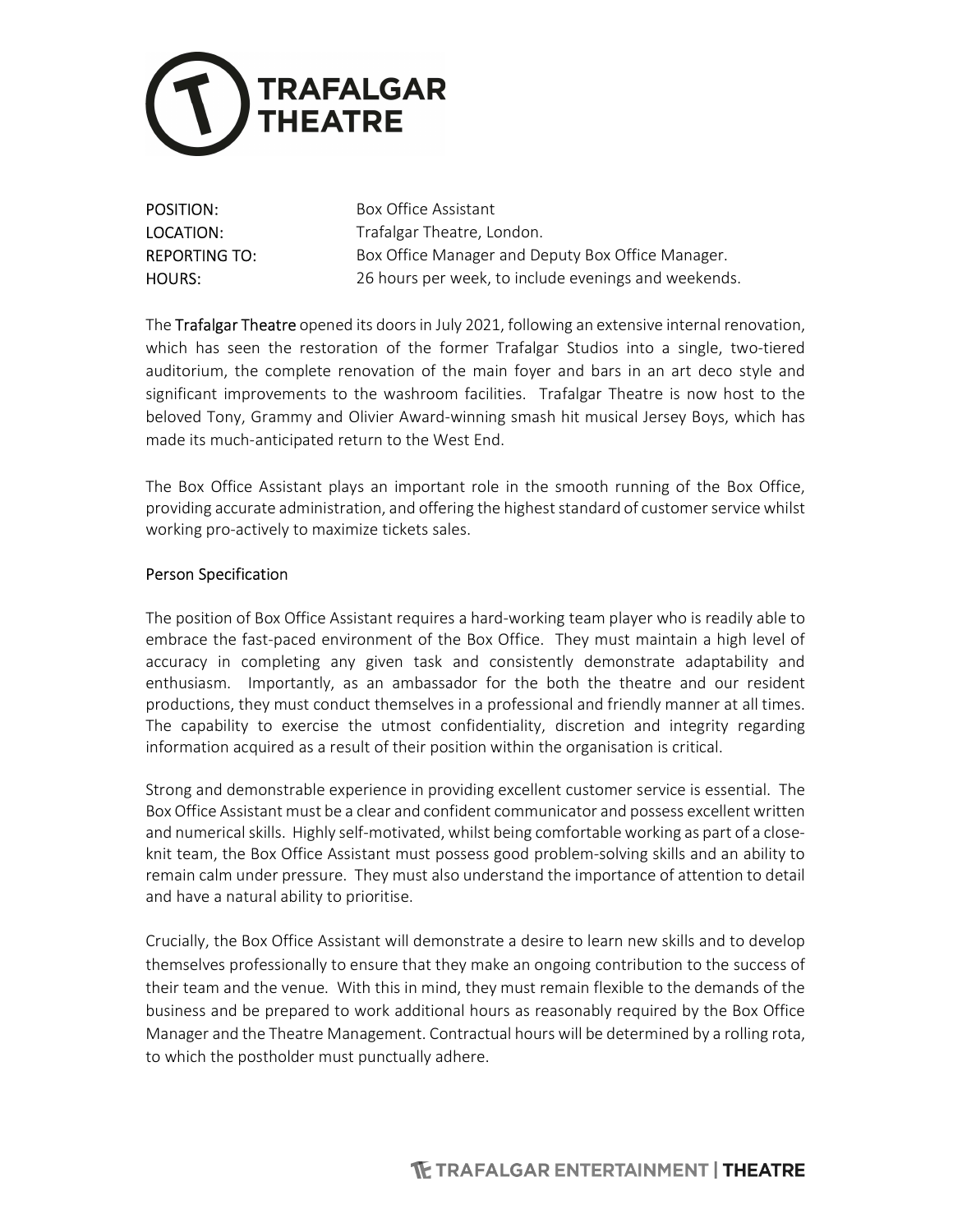POSITION: Box Office Assistant
LOCATION: Trafalgar Theatre, London.
REPORTING TO: Box Office Manager and Deputy Box Office Manager.
HOURS: 26 hours per week, to include evenings and weekends.

The Trafalgar Theatre opened its doors in July 2021, following an extensive internal renovation, which has seen the restoration of the former Trafalgar Studios into a single, two-tiered auditorium, the complete renovation of the main foyer and bars in an art deco style and significant improvements to the washroom facilities. Trafalgar Theatre is now host to the beloved Tony, Grammy and Olivier Award-winning smash hit musical Jersey Boys, which has made its much-anticipated return to the West End.

The Box Office Assistant plays an important role in the smooth running of the Box Office, providing accurate administration, and offering the highest standard of customer service whilst working pro-actively to maximize tickets sales.

## Person Specification

The position of Box Office Assistant requires a hard-working team player who is readily able to embrace the fast-paced environment of the Box Office. They must maintain a high level of accuracy in completing any given task and consistently demonstrate adaptability and enthusiasm. Importantly, as an ambassador for the both the theatre and our resident productions, they must conduct themselves in a professional and friendly manner at all times. The capability to exercise the utmost confidentiality, discretion and integrity regarding information acquired as a result of their position within the organisation is critical.

Strong and demonstrable experience in providing excellent customer service is essential. The Box Office Assistant must be a clear and confident communicator and possess excellent written and numerical skills. Highly self-motivated, whilst being comfortable working as part of a close-knit team, the Box Office Assistant must possess good problem-solving skills and an ability to remain calm under pressure. They must also understand the importance of attention to detail and have a natural ability to prioritise.

Crucially, the Box Office Assistant will demonstrate a desire to learn new skills and to develop themselves professionally to ensure that they make an ongoing contribution to the success of their team and the venue. With this in mind, they must remain flexible to the demands of the business and be prepared to work additional hours as reasonably required by the Box Office Manager and the Theatre Management. Contractual hours will be determined by a rolling rota, to which the postholder must punctually adhere.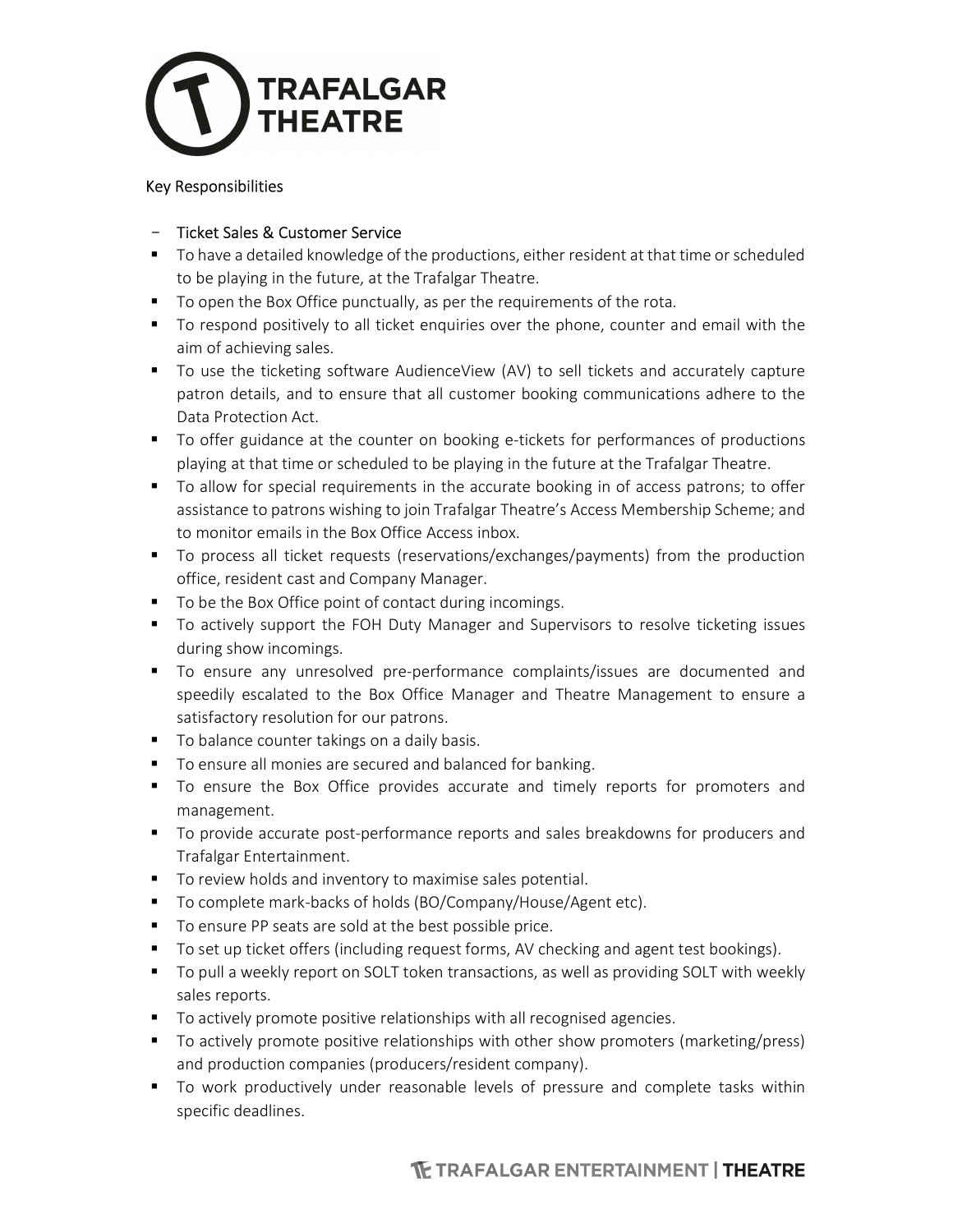Key Responsibilities

- Ticket Sales & Customer Service
  - To have a detailed knowledge of the productions, either resident at that time or scheduled to be playing in the future, at the Trafalgar Theatre.
  - To open the Box Office punctually, as per the requirements of the rota.
  - To respond positively to all ticket enquiries over the phone, counter and email with the aim of achieving sales.
  - To use the ticketing software AudienceView (AV) to sell tickets and accurately capture patron details, and to ensure that all customer booking communications adhere to the Data Protection Act.
  - To offer guidance at the counter on booking e-tickets for performances of productions playing at that time or scheduled to be playing in the future at the Trafalgar Theatre.
  - To allow for special requirements in the accurate booking in of access patrons; to offer assistance to patrons wishing to join Trafalgar Theatre's Access Membership Scheme; and to monitor emails in the Box Office Access inbox.
  - To process all ticket requests (reservations/exchanges/payments) from the production office, resident cast and Company Manager.
  - To be the Box Office point of contact during incomings.
  - To actively support the FOH Duty Manager and Supervisors to resolve ticketing issues during show incomings.
  - To ensure any unresolved pre-performance complaints/issues are documented and speedily escalated to the Box Office Manager and Theatre Management to ensure a satisfactory resolution for our patrons.
  - To balance counter takings on a daily basis.
  - To ensure all monies are secured and balanced for banking.
  - To ensure the Box Office provides accurate and timely reports for promoters and management.
  - To provide accurate post-performance reports and sales breakdowns for producers and Trafalgar Entertainment.
  - To review holds and inventory to maximise sales potential.
  - To complete mark-backs of holds (BO/Company/House/Agent etc).
  - To ensure PP seats are sold at the best possible price.
  - To set up ticket offers (including request forms, AV checking and agent test bookings).
  - To pull a weekly report on SOLT token transactions, as well as providing SOLT with weekly sales reports.
  - To actively promote positive relationships with all recognised agencies.
  - To actively promote positive relationships with other show promoters (marketing/press) and production companies (producers/resident company).
  - To work productively under reasonable levels of pressure and complete tasks within specific deadlines.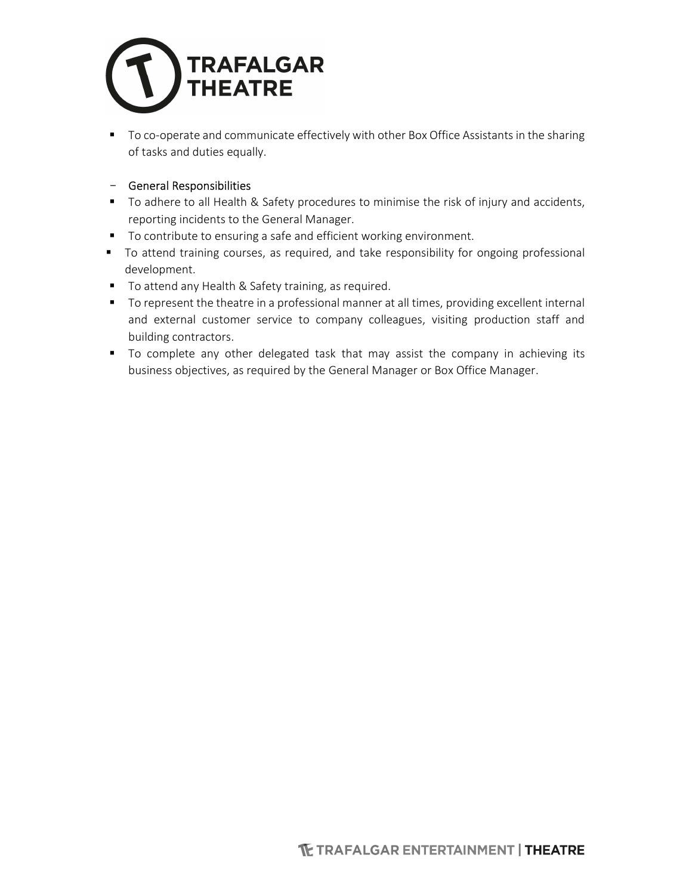- To co-operate and communicate effectively with other Box Office Assistants in the sharing of tasks and duties equally.

- General Responsibilities

- To adhere to all Health & Safety procedures to minimise the risk of injury and accidents, reporting incidents to the General Manager.
- To contribute to ensuring a safe and efficient working environment.
- To attend training courses, as required, and take responsibility for ongoing professional development.
- To attend any Health & Safety training, as required.
- To represent the theatre in a professional manner at all times, providing excellent internal and external customer service to company colleagues, visiting production staff and building contractors.
- To complete any other delegated task that may assist the company in achieving its business objectives, as required by the General Manager or Box Office Manager.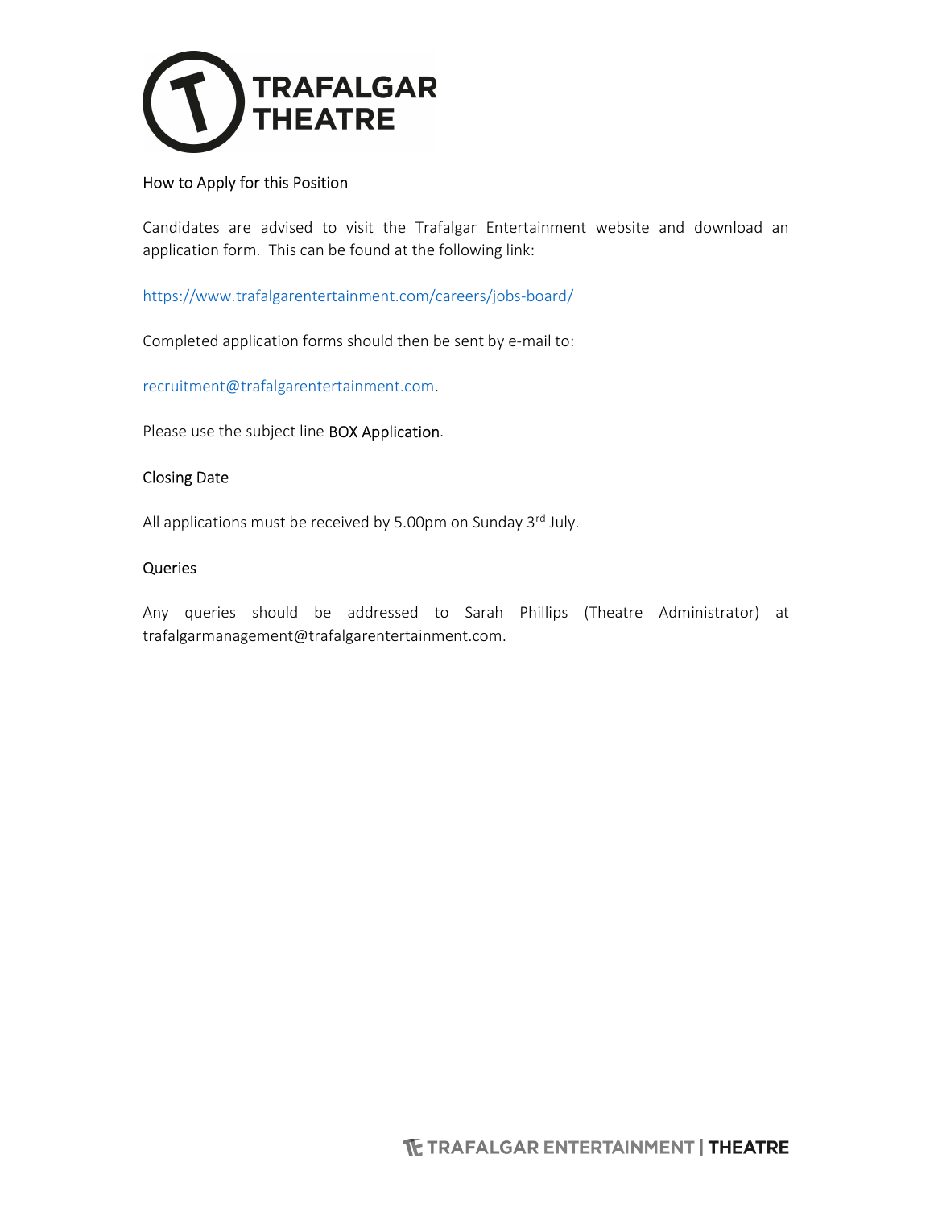## How to Apply for this Position

Candidates are advised to visit the Trafalgar Entertainment website and download an application form. This can be found at the following link:

https://www.trafalgarentertainment.com/careers/jobs-board/

Completed application forms should then be sent by e-mail to:

recruitment@trafalgarentertainment.com.

Please use the subject line **BOX Application**.

## Closing Date

All applications must be received by 5.00pm on Sunday 3rd July.

## Queries

Any queries should be addressed to Sarah Phillips (Theatre Administrator) at trafalgarmanagement@trafalgarentertainment.com.